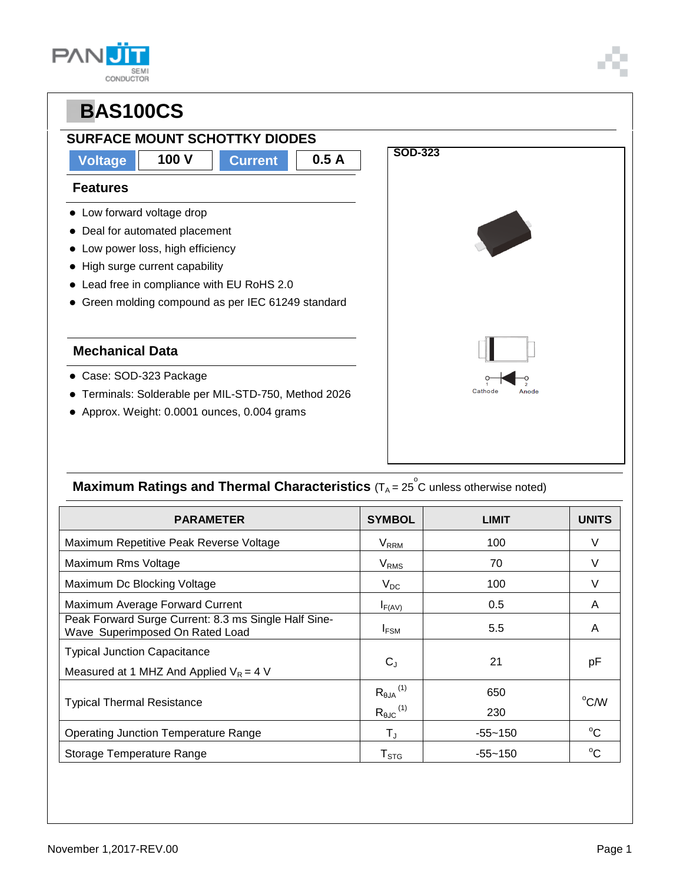# BAS100CS

## SURFACE MOUNT SCHOTTKY DIODES

| Voltage | 100 V | Current | 0.5 A |
|---|---|---|---|

### Features

- Low forward voltage drop
- Deal for automated placement
- Low power loss, high efficiency
- High surge current capability
- Lead free in compliance with EU RoHS 2.0
- Green molding compound as per IEC 61249 standard

### Mechanical Data

- Case: SOD-323 Package
- Terminals: Solderable per MIL-STD-750, Method 2026
- Approx. Weight: 0.0001 ounces, 0.004 grams

SOD-323

Cathode    Anode

### Maximum Ratings and Thermal Characteristics ($T_A = 25^{\circ}C$ unless otherwise noted)

| PARAMETER | SYMBOL | LIMIT | UNITS |
|---|---|---|---|
| Maximum Repetitive Peak Reverse Voltage | $V_{RRM}$ | 100 | V |
| Maximum Rms Voltage | $V_{RMS}$ | 70 | V |
| Maximum Dc Blocking Voltage | $V_{DC}$ | 100 | V |
| Maximum Average Forward Current | $I_{F(AV)}$ | 0.5 | A |
| Peak Forward Surge Current: 8.3 ms Single Half Sine-Wave Superimposed On Rated Load | $I_{FSM}$ | 5.5 | A |
| Typical Junction Capacitance Measured at 1 MHZ And Applied $V_R = 4$ V | $C_J$ | 21 | pF |
| Typical Thermal Resistance | $R_{\theta JA}$ (1)<br>$R_{\theta JC}$ (1) | 650<br>230 | $^{o}$C/W |
| Operating Junction Temperature Range | $T_J$ | -55~150 | $^{o}$C |
| Storage Temperature Range | $T_{STG}$ | -55~150 | $^{o}$C |

November 1,2017-REV.00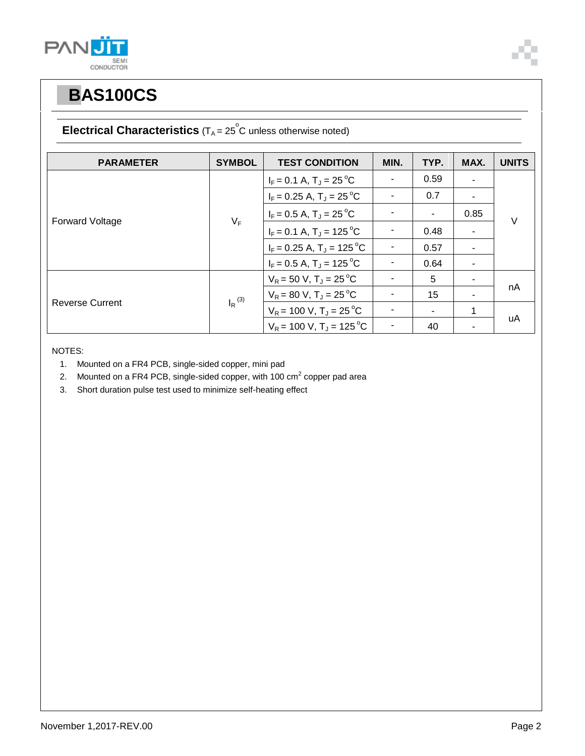# BAS100CS

**Electrical Characteristics** ($T_A$ = 25 °C unless otherwise noted)

| PARAMETER | SYMBOL | TEST CONDITION | MIN. | TYP. | MAX. | UNITS |
|---|---|---|---|---|---|---|
| Forward Voltage | $V_F$ | $I_F$ = 0.1 A, $T_J$ = 25 °C | - | 0.59 | - | V |
| | | $I_F$ = 0.25 A, $T_J$ = 25 °C | - | 0.7 | - | |
| | | $I_F$ = 0.5 A, $T_J$ = 25 °C | - | - | 0.85 | |
| | | $I_F$ = 0.1 A, $T_J$ = 125 °C | - | 0.48 | - | |
| | | $I_F$ = 0.25 A, $T_J$ = 125 °C | - | 0.57 | - | |
| | | $I_F$ = 0.5 A, $T_J$ = 125 °C | - | 0.64 | - | |
| Reverse Current | $I_R$ (3) | $V_R$ = 50 V, $T_J$ = 25 °C | - | 5 | - | nA |
| | | $V_R$ = 80 V, $T_J$ = 25 °C | - | 15 | - | |
| | | $V_R$ = 100 V, $T_J$ = 25 °C | - | - | 1 | uA |
| | | $V_R$ = 100 V, $T_J$ = 125 °C | - | 40 | - | |

NOTES:

1. Mounted on a FR4 PCB, single-sided copper, mini pad
2. Mounted on a FR4 PCB, single-sided copper, with 100 $cm^2$ copper pad area
3. Short duration pulse test used to minimize self-heating effect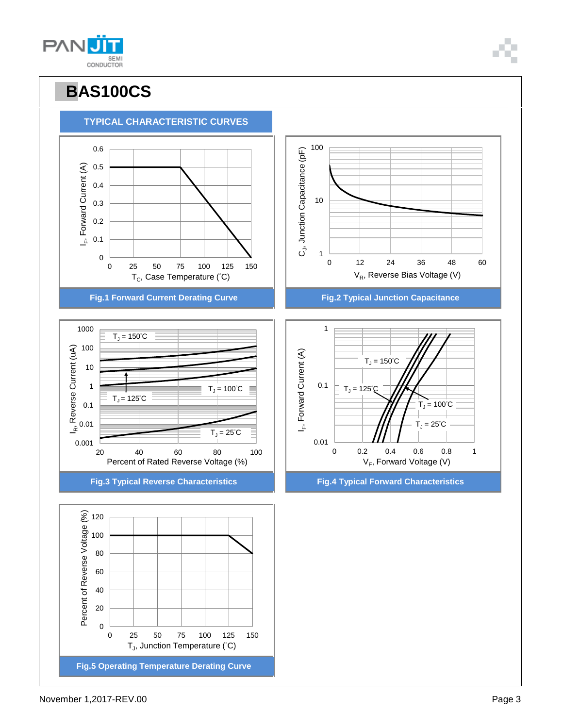# BAS100CS

## TYPICAL CHARACTERISTIC CURVES

Fig.1 Forward Current Derating Curve

Fig.2 Typical Junction Capacitance

Fig.3 Typical Reverse Characteristics

Fig.4 Typical Forward Characteristics

Fig.5 Operating Temperature Derating Curve

November 1,2017-REV.00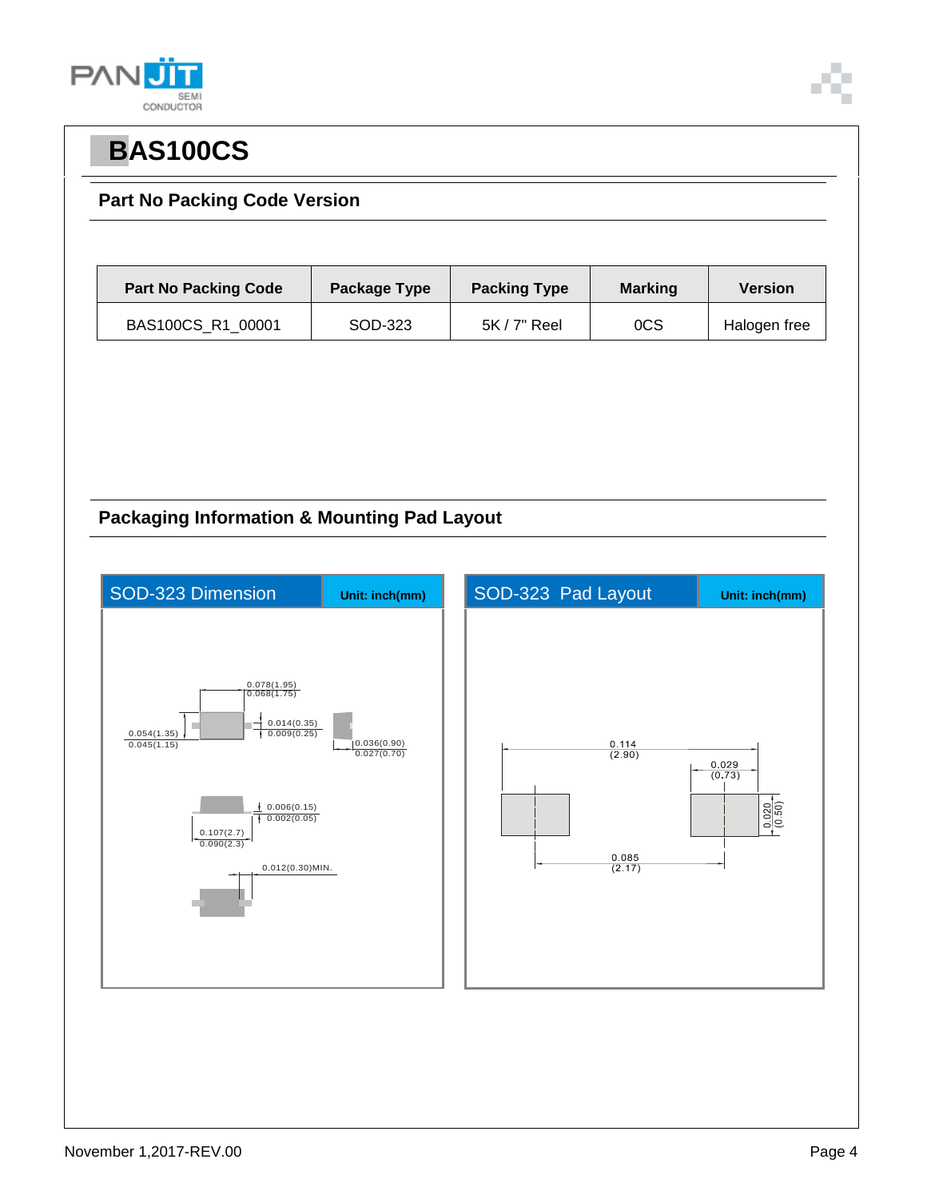# BAS100CS

## Part No Packing Code Version

| Part No Packing Code | Package Type | Packing Type | Marking | Version |
|---|---|---|---|---|
| BAS100CS_R1_00001 | SOD-323 | 5K / 7" Reel | 0CS | Halogen free |

## Packaging Information & Mounting Pad Layout

**SOD-323 Dimension** — Unit: inch(mm)

0.078(1.95)
0.068(1.75)

0.014(0.35)
0.009(0.25)

0.054(1.35)
0.045(1.15)

0.036(0.90)
0.027(0.70)

0.006(0.15)
0.002(0.05)

0.107(2.7)
0.090(2.3)

0.012(0.30)MIN.

**SOD-323 Pad Layout** — Unit: inch(mm)

0.114
(2.90)

0.029
(0.73)

0.020
(0.50)

0.085
(2.17)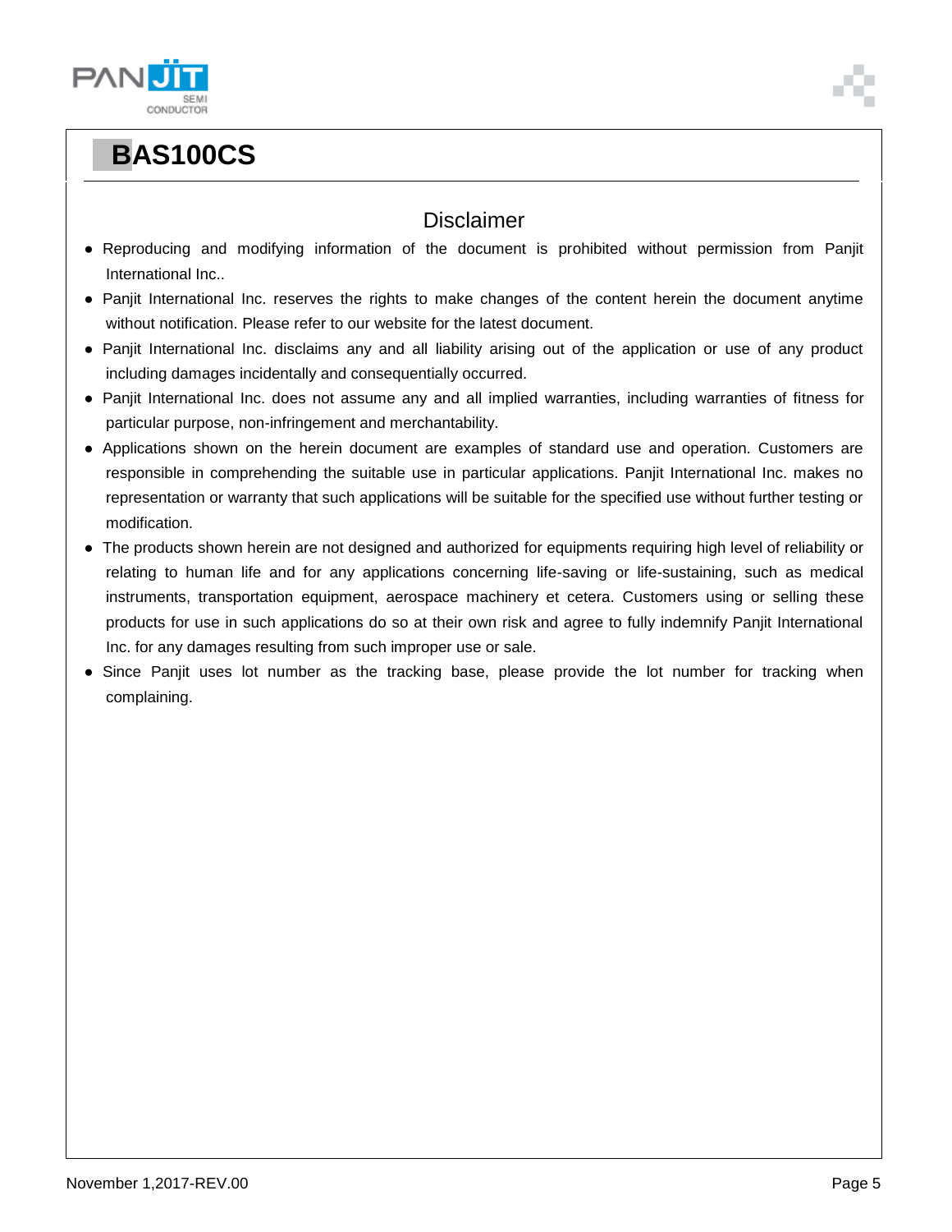# BAS100CS

## Disclaimer

- Reproducing and modifying information of the document is prohibited without permission from Panjit International Inc..
- Panjit International Inc. reserves the rights to make changes of the content herein the document anytime without notification. Please refer to our website for the latest document.
- Panjit International Inc. disclaims any and all liability arising out of the application or use of any product including damages incidentally and consequentially occurred.
- Panjit International Inc. does not assume any and all implied warranties, including warranties of fitness for particular purpose, non-infringement and merchantability.
- Applications shown on the herein document are examples of standard use and operation. Customers are responsible in comprehending the suitable use in particular applications. Panjit International Inc. makes no representation or warranty that such applications will be suitable for the specified use without further testing or modification.
- The products shown herein are not designed and authorized for equipments requiring high level of reliability or relating to human life and for any applications concerning life-saving or life-sustaining, such as medical instruments, transportation equipment, aerospace machinery et cetera. Customers using or selling these products for use in such applications do so at their own risk and agree to fully indemnify Panjit International Inc. for any damages resulting from such improper use or sale.
- Since Panjit uses lot number as the tracking base, please provide the lot number for tracking when complaining.